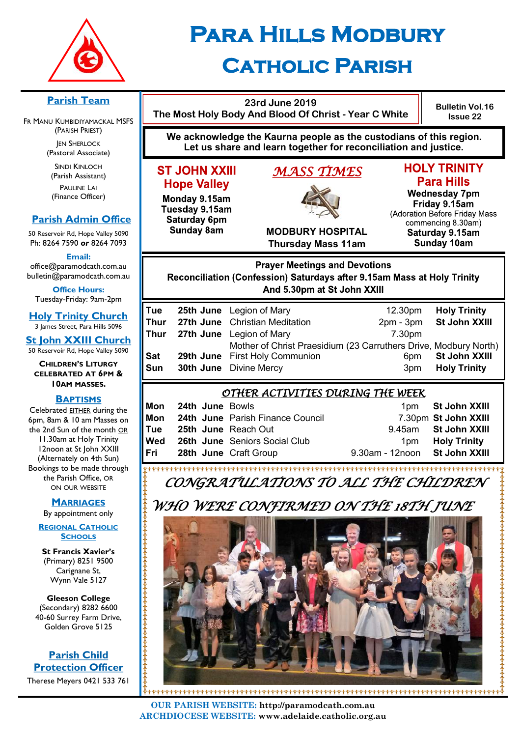# Para Hills Modbury Catholic Parish

## Parish Team

Fr Manu Kumbidiyamackal MSFS (Parish Priest)

Jen Sherlock (Pastoral Associate)

Sindi Kinloch (Parish Assistant)

Pauline Lai (Finance Officer)

## Parish Admin Office

50 Reservoir Rd, Hope Valley 5090
Ph: 8264 7590 **or** 8264 7093

**Email:**
office@paramodcath.com.au
bulletin@paramodcath.com.au

**Office Hours:**
Tuesday-Friday: 9am-2pm

## Holy Trinity Church

3 James Street, Para Hills 5096

## St John XXIII Church

50 Reservoir Rd, Hope Valley 5090

**Children's Liturgy celebrated at 6pm & 10am Masses.**

## Baptisms

Celebrated EITHER during the 6pm, 8am & 10 am Masses on the 2nd Sun of the month OR 11.30am at Holy Trinity 12noon at St John XXIII (Alternately on 4th Sun) Bookings to be made through the Parish Office, OR on our website

## Marriages

By appointment only

## Regional Catholic Schools

**St Francis Xavier's**
(Primary) 8251 9500
Carignane St,
Wynn Vale 5127

**Gleeson College**
(Secondary) 8282 6600
40-60 Surrey Farm Drive,
Golden Grove 5125

## Parish Child Protection Officer

Therese Meyers 0421 533 761

---

**23rd June 2019**
**The Most Holy Body And Blood Of Christ - Year C White**

**Bulletin Vol.16 Issue 22**

**We acknowledge the Kaurna people as the custodians of this region. Let us share and learn together for reconciliation and justice.**

## *MASS TIMES*

### ST JOHN XXIII Hope Valley

**Monday 9.15am**
**Tuesday 9.15am**
**Saturday 6pm**
**Sunday 8am**

### MODBURY HOSPITAL

**Thursday Mass 11am**

### HOLY TRINITY Para Hills

**Wednesday 7pm**
**Friday 9.15am**
(Adoration Before Friday Mass commencing 8.30am)
**Saturday 9.15am**
**Sunday 10am**

## Prayer Meetings and Devotions

**Reconciliation (Confession) Saturdays after 9.15am Mass at Holy Trinity And 5.30pm at St John XXIII**

| | | | | |
|---|---|---|---|---|
| **Tue** | **25th June** | Legion of Mary | 12.30pm | **Holy Trinity** |
| **Thur** | **27th June** | Christian Meditation | 2pm - 3pm | **St John XXIII** |
| **Thur** | **27th June** | Legion of Mary | 7.30pm | |
| | | Mother of Christ Praesidium (23 Carruthers Drive, Modbury North) | | |
| **Sat** | **29th June** | First Holy Communion | 6pm | **St John XXIII** |
| **Sun** | **30th June** | Divine Mercy | 3pm | **Holy Trinity** |

## *OTHER ACTIVITIES DURING THE WEEK*

| | | | | |
|---|---|---|---|---|
| **Mon** | **24th June** | Bowls | 1pm | **St John XXIII** |
| **Mon** | **24th June** | Parish Finance Council | 7.30pm | **St John XXIII** |
| **Tue** | **25th June** | Reach Out | 9.45am | **St John XXIII** |
| **Wed** | **26th June** | Seniors Social Club | 1pm | **Holy Trinity** |
| **Fri** | **28th June** | Craft Group | 9.30am - 12noon | **St John XXIII** |

## *CONGRATULATIONS TO ALL THE CHILDREN WHO WERE CONFIRMED ON THE 18TH JUNE*

**OUR PARISH WEBSITE:** http://paramodcath.com.au
**ARCHDIOCESE WEBSITE:** www.adelaide.catholic.org.au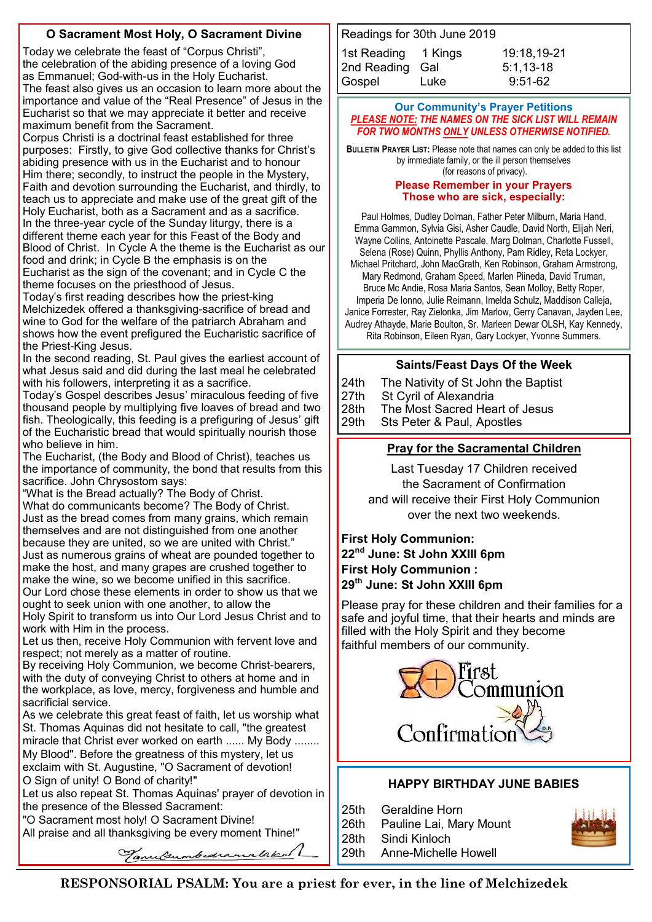## O Sacrament Most Holy, O Sacrament Divine

Today we celebrate the feast of "Corpus Christi", the celebration of the abiding presence of a loving God as Emmanuel; God-with-us in the Holy Eucharist. The feast also gives us an occasion to learn more about the importance and value of the "Real Presence" of Jesus in the Eucharist so that we may appreciate it better and receive maximum benefit from the Sacrament.

Corpus Christi is a doctrinal feast established for three purposes: Firstly, to give God collective thanks for Christ's abiding presence with us in the Eucharist and to honour Him there; secondly, to instruct the people in the Mystery, Faith and devotion surrounding the Eucharist, and thirdly, to teach us to appreciate and make use of the great gift of the Holy Eucharist, both as a Sacrament and as a sacrifice.

In the three-year cycle of the Sunday liturgy, there is a different theme each year for this Feast of the Body and Blood of Christ. In Cycle A the theme is the Eucharist as our food and drink; in Cycle B the emphasis is on the Eucharist as the sign of the covenant; and in Cycle C the theme focuses on the priesthood of Jesus.

Today's first reading describes how the priest-king Melchizedek offered a thanksgiving-sacrifice of bread and wine to God for the welfare of the patriarch Abraham and shows how the event prefigured the Eucharistic sacrifice of the Priest-King Jesus.

In the second reading, St. Paul gives the earliest account of what Jesus said and did during the last meal he celebrated with his followers, interpreting it as a sacrifice.

Today's Gospel describes Jesus' miraculous feeding of five thousand people by multiplying five loaves of bread and two fish. Theologically, this feeding is a prefiguring of Jesus' gift of the Eucharistic bread that would spiritually nourish those who believe in him.

The Eucharist, (the Body and Blood of Christ), teaches us the importance of community, the bond that results from this sacrifice. John Chrysostom says:

"What is the Bread actually? The Body of Christ.
What do communicants become? The Body of Christ.
Just as the bread comes from many grains, which remain themselves and are not distinguished from one another because they are united, so we are united with Christ."

Just as numerous grains of wheat are pounded together to make the host, and many grapes are crushed together to make the wine, so we become unified in this sacrifice.

Our Lord chose these elements in order to show us that we ought to seek union with one another, to allow the Holy Spirit to transform us into Our Lord Jesus Christ and to work with Him in the process.

Let us then, receive Holy Communion with fervent love and respect; not merely as a matter of routine.

By receiving Holy Communion, we become Christ-bearers, with the duty of conveying Christ to others at home and in the workplace, as love, mercy, forgiveness and humble and sacrificial service.

As we celebrate this great feast of faith, let us worship what St. Thomas Aquinas did not hesitate to call, "the greatest miracle that Christ ever worked on earth ...... My Body ........ My Blood". Before the greatness of this mystery, let us exclaim with St. Augustine, "O Sacrament of devotion! O Sign of unity! O Bond of charity!"

Let us also repeat St. Thomas Aquinas' prayer of devotion in the presence of the Blessed Sacrament:

"O Sacrament most holy! O Sacrament Divine!
All praise and all thanksgiving be every moment Thine!"

*Fr Kumbudramalakal*

---

**Readings for 30th June 2019**

| | | |
|---|---|---|
| 1st Reading | 1 Kings | 19:18,19-21 |
| 2nd Reading | Gal | 5:1,13-18 |
| Gospel | Luke | 9:51-62 |

---

### Our Community's Prayer Petitions

***PLEASE NOTE: THE NAMES ON THE SICK LIST WILL REMAIN FOR TWO MONTHS ONLY UNLESS OTHERWISE NOTIFIED.***

**BULLETIN PRAYER LIST:** Please note that names can only be added to this list by immediate family, or the ill person themselves (for reasons of privacy).

**Please Remember in your Prayers Those who are sick, especially:**

Paul Holmes, Dudley Dolman, Father Peter Milburn, Maria Hand, Emma Gammon, Sylvia Gisi, Asher Caudle, David North, Elijah Neri, Wayne Collins, Antoinette Pascale, Marg Dolman, Charlotte Fussell, Selena (Rose) Quinn, Phyllis Anthony, Pam Ridley, Reta Lockyer, Michael Pritchard, John MacGrath, Ken Robinson, Graham Armstrong, Mary Redmond, Graham Speed, Marlen Piineda, David Truman, Bruce Mc Andie, Rosa Maria Santos, Sean Molloy, Betty Roper, Imperia De Ionno, Julie Reimann, Imelda Schulz, Maddison Calleja, Janice Forrester, Ray Zielonka, Jim Marlow, Gerry Canavan, Jayden Lee, Audrey Athayde, Marie Boulton, Sr. Marleen Dewar OLSH, Kay Kennedy, Rita Robinson, Eileen Ryan, Gary Lockyer, Yvonne Summers.

---

### Saints/Feast Days Of the Week

- 24th The Nativity of St John the Baptist
- 27th St Cyril of Alexandria
- 28th The Most Sacred Heart of Jesus
- 29th Sts Peter & Paul, Apostles

---

### Pray for the Sacramental Children

Last Tuesday 17 Children received the Sacrament of Confirmation and will receive their First Holy Communion over the next two weekends.

**First Holy Communion:**
**22nd June: St John XXIII 6pm**
**First Holy Communion :**
**29th June: St John XXIII 6pm**

Please pray for these children and their families for a safe and joyful time, that their hearts and minds are filled with the Holy Spirit and they become faithful members of our community.

First Communion
Confirmation

---

### HAPPY BIRTHDAY JUNE BABIES

- 25th Geraldine Horn
- 26th Pauline Lai, Mary Mount
- 28th Sindi Kinloch
- 29th Anne-Michelle Howell

---

**RESPONSORIAL PSALM: You are a priest for ever, in the line of Melchizedek**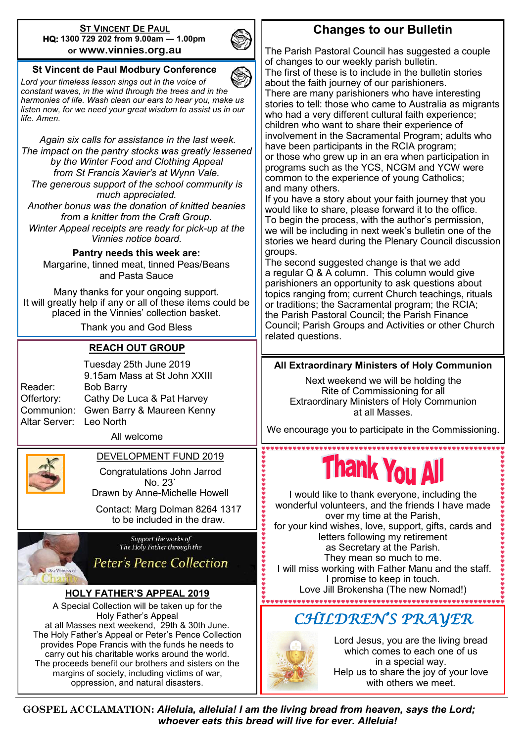## St Vincent De Paul

**HQ: 1300 729 202 from 9.00am — 1.00pm**
or **www.vinnies.org.au**

### St Vincent de Paul Modbury Conference

*Lord your timeless lesson sings out in the voice of constant waves, in the wind through the trees and in the harmonies of life. Wash clean our ears to hear you, make us listen now, for we need your great wisdom to assist us in our life. Amen.*

*Again six calls for assistance in the last week. The impact on the pantry stocks was greatly lessened by the Winter Food and Clothing Appeal from St Francis Xavier's at Wynn Vale. The generous support of the school community is much appreciated. Another bonus was the donation of knitted beanies from a knitter from the Craft Group. Winter Appeal receipts are ready for pick-up at the Vinnies notice board.*

**Pantry needs this week are:**
Margarine, tinned meat, tinned Peas/Beans and Pasta Sauce

Many thanks for your ongoing support.
It will greatly help if any or all of these items could be placed in the Vinnies' collection basket.

Thank you and God Bless

### REACH OUT GROUP

Tuesday 25th June 2019
9.15am Mass at St John XXIII

Reader: Bob Barry
Offertory: Cathy De Luca & Pat Harvey
Communion: Gwen Barry & Maureen Kenny
Altar Server: Leo North

All welcome

### DEVELOPMENT FUND 2019

Congratulations John Jarrod
No. 23`
Drawn by Anne-Michelle Howell

Contact: Marg Dolman 8264 1317 to be included in the draw.

*Support the works of The Holy Father through the*
*Peter's Pence Collection*

### HOLY FATHER'S APPEAL 2019

A Special Collection will be taken up for the Holy Father's Appeal at all Masses next weekend, 29th & 30th June. The Holy Father's Appeal or Peter's Pence Collection provides Pope Francis with the funds he needs to carry out his charitable works around the world. The proceeds benefit our brothers and sisters on the margins of society, including victims of war, oppression, and natural disasters.

## Changes to our Bulletin

The Parish Pastoral Council has suggested a couple of changes to our weekly parish bulletin.
The first of these is to include in the bulletin stories about the faith journey of our parishioners.
There are many parishioners who have interesting stories to tell: those who came to Australia as migrants who had a very different cultural faith experience; children who want to share their experience of involvement in the Sacramental Program; adults who have been participants in the RCIA program; or those who grew up in an era when participation in programs such as the YCS, NCGM and YCW were common to the experience of young Catholics; and many others.
If you have a story about your faith journey that you would like to share, please forward it to the office.
To begin the process, with the author's permission, we will be including in next week's bulletin one of the stories we heard during the Plenary Council discussion groups.
The second suggested change is that we add a regular Q & A column. This column would give parishioners an opportunity to ask questions about topics ranging from; current Church teachings, rituals or traditions; the Sacramental program; the RCIA; the Parish Pastoral Council; the Parish Finance Council; Parish Groups and Activities or other Church related questions.

### All Extraordinary Ministers of Holy Communion

Next weekend we will be holding the Rite of Commissioning for all Extraordinary Ministers of Holy Communion at all Masses.

We encourage you to participate in the Commissioning.

## Thank You All

I would like to thank everyone, including the wonderful volunteers, and the friends I have made over my time at the Parish, for your kind wishes, love, support, gifts, cards and letters following my retirement as Secretary at the Parish.
They mean so much to me.
I will miss working with Father Manu and the staff.
I promise to keep in touch.
Love Jill Brokensha (The new Nomad!)

## CHILDREN'S PRAYER

Lord Jesus, you are the living bread which comes to each one of us in a special way.
Help us to share the joy of your love with others we meet.

**GOSPEL ACCLAMATION:** ***Alleluia, alleluia! I am the living bread from heaven, says the Lord; whoever eats this bread will live for ever. Alleluia!***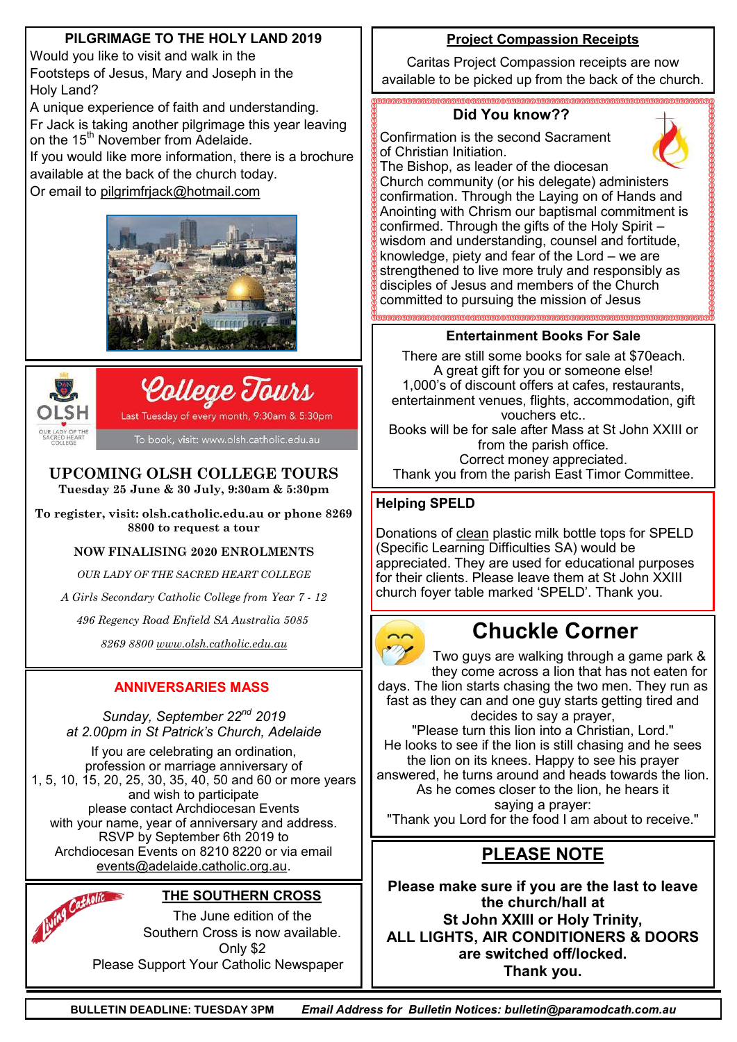## PILGRIMAGE TO THE HOLY LAND 2019

Would you like to visit and walk in the Footsteps of Jesus, Mary and Joseph in the Holy Land?

A unique experience of faith and understanding.

Fr Jack is taking another pilgrimage this year leaving on the 15th November from Adelaide.

If you would like more information, there is a brochure available at the back of the church today.

Or email to pilgrimfrjack@hotmail.com

## College Tours

OLSH Our Lady of the Sacred Heart College

Last Tuesday of every month, 9:30am & 5:30pm

To book, visit: www.olsh.catholic.edu.au

### UPCOMING OLSH COLLEGE TOURS

**Tuesday 25 June & 30 July, 9:30am & 5:30pm**

**To register, visit: olsh.catholic.edu.au or phone 8269 8800 to request a tour**

**NOW FINALISING 2020 ENROLMENTS**

*OUR LADY OF THE SACRED HEART COLLEGE*

*A Girls Secondary Catholic College from Year 7 - 12*

*496 Regency Road Enfield SA Australia 5085*

*8269 8800 www.olsh.catholic.edu.au*

## ANNIVERSARIES MASS

*Sunday, September 22nd 2019*
*at 2.00pm in St Patrick's Church, Adelaide*

If you are celebrating an ordination, profession or marriage anniversary of 1, 5, 10, 15, 20, 25, 30, 35, 40, 50 and 60 or more years and wish to participate please contact Archdiocesan Events with your name, year of anniversary and address.
RSVP by September 6th 2019 to Archdiocesan Events on 8210 8220 or via email events@adelaide.catholic.org.au.

## THE SOUTHERN CROSS

Living Catholic

The June edition of the Southern Cross is now available.
Only $2
Please Support Your Catholic Newspaper

## Project Compassion Receipts

Caritas Project Compassion receipts are now available to be picked up from the back of the church.

## Did You know??

Confirmation is the second Sacrament of Christian Initiation.
The Bishop, as leader of the diocesan Church community (or his delegate) administers confirmation. Through the Laying on of Hands and Anointing with Chrism our baptismal commitment is confirmed. Through the gifts of the Holy Spirit – wisdom and understanding, counsel and fortitude, knowledge, piety and fear of the Lord – we are strengthened to live more truly and responsibly as disciples of Jesus and members of the Church committed to pursuing the mission of Jesus

## Entertainment Books For Sale

There are still some books for sale at $70each.
A great gift for you or someone else!
1,000's of discount offers at cafes, restaurants, entertainment venues, flights, accommodation, gift vouchers etc..
Books will be for sale after Mass at St John XXIII or from the parish office.
Correct money appreciated.
Thank you from the parish East Timor Committee.

## Helping SPELD

Donations of clean plastic milk bottle tops for SPELD (Specific Learning Difficulties SA) would be appreciated. They are used for educational purposes for their clients. Please leave them at St John XXIII church foyer table marked 'SPELD'. Thank you.

## Chuckle Corner

Two guys are walking through a game park & they come across a lion that has not eaten for days. The lion starts chasing the two men. They run as fast as they can and one guy starts getting tired and decides to say a prayer,
"Please turn this lion into a Christian, Lord."
He looks to see if the lion is still chasing and he sees the lion on its knees. Happy to see his prayer answered, he turns around and heads towards the lion. As he comes closer to the lion, he hears it saying a prayer:
"Thank you Lord for the food I am about to receive."

## PLEASE NOTE

**Please make sure if you are the last to leave the church/hall at**
**St John XXIII or Holy Trinity,**
**ALL LIGHTS, AIR CONDITIONERS & DOORS are switched off/locked.**
**Thank you.**

**BULLETIN DEADLINE: TUESDAY 3PM** ***Email Address for Bulletin Notices: bulletin@paramodcath.com.au***